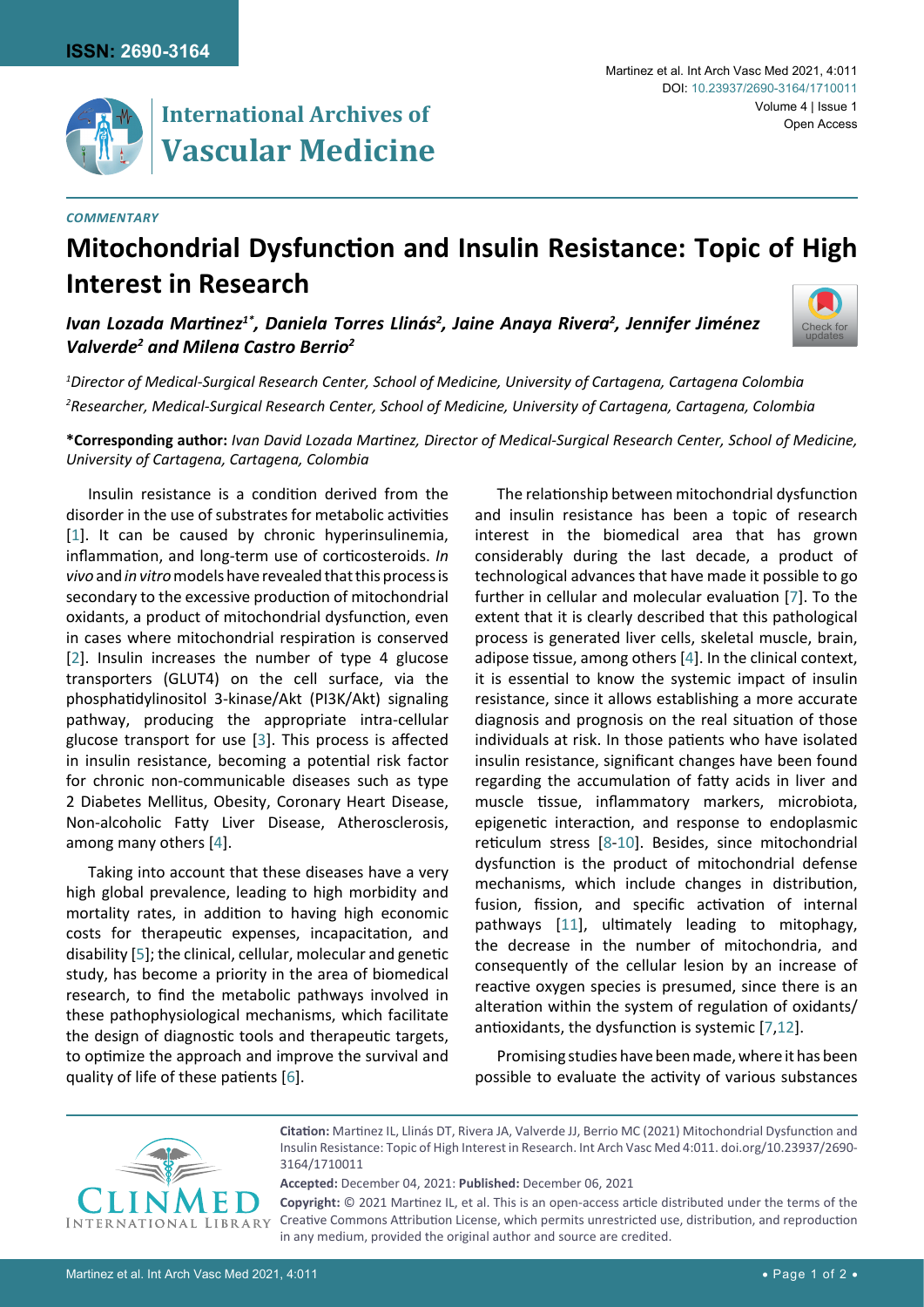ISSN: 2690-3164

# International Archives of Vascular Medicine

*COMMENTARY*

# Mitochondrial Dysfunction and Insulin Resistance: Topic of High Interest in Research

***Ivan Lozada Martinez[1*], Daniela Torres Llinás[2], Jaine Anaya Rivera[2], Jennifer Jiménez Valverde[2] and Milena Castro Berrio[2]***

*[1]Director of Medical-Surgical Research Center, School of Medicine, University of Cartagena, Cartagena Colombia*
*[2]Researcher, Medical-Surgical Research Center, School of Medicine, University of Cartagena, Cartagena, Colombia*

**\*Corresponding author:** *Ivan David Lozada Martinez, Director of Medical-Surgical Research Center, School of Medicine, University of Cartagena, Cartagena, Colombia*

Insulin resistance is a condition derived from the disorder in the use of substrates for metabolic activities [1]. It can be caused by chronic hyperinsulinemia, inflammation, and long-term use of corticosteroids. *In vivo* and *in vitro* models have revealed that this process is secondary to the excessive production of mitochondrial oxidants, a product of mitochondrial dysfunction, even in cases where mitochondrial respiration is conserved [2]. Insulin increases the number of type 4 glucose transporters (GLUT4) on the cell surface, via the phosphatidylinositol 3-kinase/Akt (PI3K/Akt) signaling pathway, producing the appropriate intra-cellular glucose transport for use [3]. This process is affected in insulin resistance, becoming a potential risk factor for chronic non-communicable diseases such as type 2 Diabetes Mellitus, Obesity, Coronary Heart Disease, Non-alcoholic Fatty Liver Disease, Atherosclerosis, among many others [4].

Taking into account that these diseases have a very high global prevalence, leading to high morbidity and mortality rates, in addition to having high economic costs for therapeutic expenses, incapacitation, and disability [5]; the clinical, cellular, molecular and genetic study, has become a priority in the area of biomedical research, to find the metabolic pathways involved in these pathophysiological mechanisms, which facilitate the design of diagnostic tools and therapeutic targets, to optimize the approach and improve the survival and quality of life of these patients [6].

The relationship between mitochondrial dysfunction and insulin resistance has been a topic of research interest in the biomedical area that has grown considerably during the last decade, a product of technological advances that have made it possible to go further in cellular and molecular evaluation [7]. To the extent that it is clearly described that this pathological process is generated liver cells, skeletal muscle, brain, adipose tissue, among others [4]. In the clinical context, it is essential to know the systemic impact of insulin resistance, since it allows establishing a more accurate diagnosis and prognosis on the real situation of those individuals at risk. In those patients who have isolated insulin resistance, significant changes have been found regarding the accumulation of fatty acids in liver and muscle tissue, inflammatory markers, microbiota, epigenetic interaction, and response to endoplasmic reticulum stress [8-10]. Besides, since mitochondrial dysfunction is the product of mitochondrial defense mechanisms, which include changes in distribution, fusion, fission, and specific activation of internal pathways [11], ultimately leading to mitophagy, the decrease in the number of mitochondria, and consequently of the cellular lesion by an increase of reactive oxygen species is presumed, since there is an alteration within the system of regulation of oxidants/antioxidants, the dysfunction is systemic [7,12].

Promising studies have been made, where it has been possible to evaluate the activity of various substances

**Citation:** Martinez IL, Llinás DT, Rivera JA, Valverde JJ, Berrio MC (2021) Mitochondrial Dysfunction and Insulin Resistance: Topic of High Interest in Research. Int Arch Vasc Med 4:011. doi.org/10.23937/2690-3164/1710011

**Accepted:** December 04, 2021: **Published:** December 06, 2021

**Copyright:** © 2021 Martinez IL, et al. This is an open-access article distributed under the terms of the Creative Commons Attribution License, which permits unrestricted use, distribution, and reproduction in any medium, provided the original author and source are credited.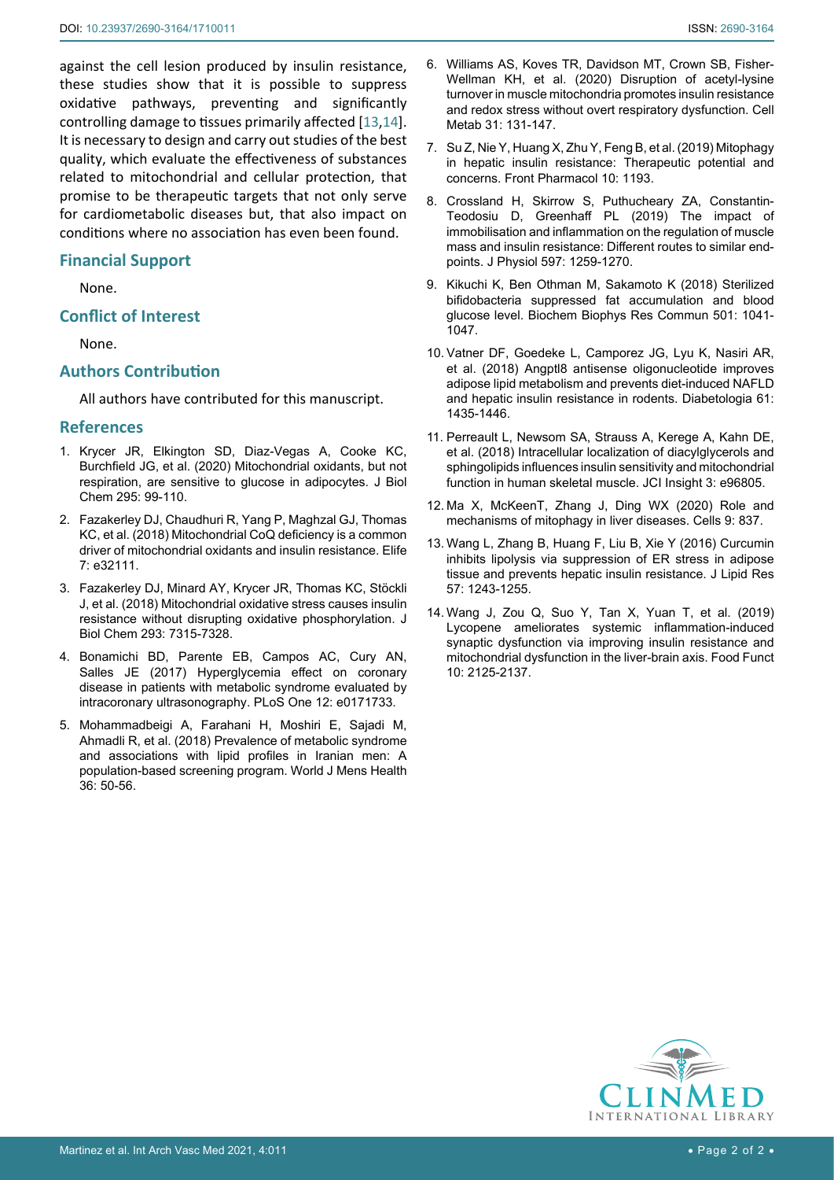against the cell lesion produced by insulin resistance, these studies show that it is possible to suppress oxidative pathways, preventing and significantly controlling damage to tissues primarily affected [13,14]. It is necessary to design and carry out studies of the best quality, which evaluate the effectiveness of substances related to mitochondrial and cellular protection, that promise to be therapeutic targets that not only serve for cardiometabolic diseases but, that also impact on conditions where no association has even been found.

## Financial Support

None.

## Conflict of Interest

None.

## Authors Contribution

All authors have contributed for this manuscript.

## References

1. Krycer JR, Elkington SD, Diaz-Vegas A, Cooke KC, Burchfield JG, et al. (2020) Mitochondrial oxidants, but not respiration, are sensitive to glucose in adipocytes. J Biol Chem 295: 99-110.
2. Fazakerley DJ, Chaudhuri R, Yang P, Maghzal GJ, Thomas KC, et al. (2018) Mitochondrial CoQ deficiency is a common driver of mitochondrial oxidants and insulin resistance. Elife 7: e32111.
3. Fazakerley DJ, Minard AY, Krycer JR, Thomas KC, Stöckli J, et al. (2018) Mitochondrial oxidative stress causes insulin resistance without disrupting oxidative phosphorylation. J Biol Chem 293: 7315-7328.
4. Bonamichi BD, Parente EB, Campos AC, Cury AN, Salles JE (2017) Hyperglycemia effect on coronary disease in patients with metabolic syndrome evaluated by intracoronary ultrasonography. PLoS One 12: e0171733.
5. Mohammadbeigi A, Farahani H, Moshiri E, Sajadi M, Ahmadli R, et al. (2018) Prevalence of metabolic syndrome and associations with lipid profiles in Iranian men: A population-based screening program. World J Mens Health 36: 50-56.
6. Williams AS, Koves TR, Davidson MT, Crown SB, Fisher-Wellman KH, et al. (2020) Disruption of acetyl-lysine turnover in muscle mitochondria promotes insulin resistance and redox stress without overt respiratory dysfunction. Cell Metab 31: 131-147.
7. Su Z, Nie Y, Huang X, Zhu Y, Feng B, et al. (2019) Mitophagy in hepatic insulin resistance: Therapeutic potential and concerns. Front Pharmacol 10: 1193.
8. Crossland H, Skirrow S, Puthucheary ZA, Constantin-Teodosiu D, Greenhaff PL (2019) The impact of immobilisation and inflammation on the regulation of muscle mass and insulin resistance: Different routes to similar end-points. J Physiol 597: 1259-1270.
9. Kikuchi K, Ben Othman M, Sakamoto K (2018) Sterilized bifidobacteria suppressed fat accumulation and blood glucose level. Biochem Biophys Res Commun 501: 1041-1047.
10. Vatner DF, Goedeke L, Camporez JG, Lyu K, Nasiri AR, et al. (2018) Angptl8 antisense oligonucleotide improves adipose lipid metabolism and prevents diet-induced NAFLD and hepatic insulin resistance in rodents. Diabetologia 61: 1435-1446.
11. Perreault L, Newsom SA, Strauss A, Kerege A, Kahn DE, et al. (2018) Intracellular localization of diacylglycerols and sphingolipids influences insulin sensitivity and mitochondrial function in human skeletal muscle. JCI Insight 3: e96805.
12. Ma X, McKeenT, Zhang J, Ding WX (2020) Role and mechanisms of mitophagy in liver diseases. Cells 9: 837.
13. Wang L, Zhang B, Huang F, Liu B, Xie Y (2016) Curcumin inhibits lipolysis via suppression of ER stress in adipose tissue and prevents hepatic insulin resistance. J Lipid Res 57: 1243-1255.
14. Wang J, Zou Q, Suo Y, Tan X, Yuan T, et al. (2019) Lycopene ameliorates systemic inflammation-induced synaptic dysfunction via improving insulin resistance and mitochondrial dysfunction in the liver-brain axis. Food Funct 10: 2125-2137.